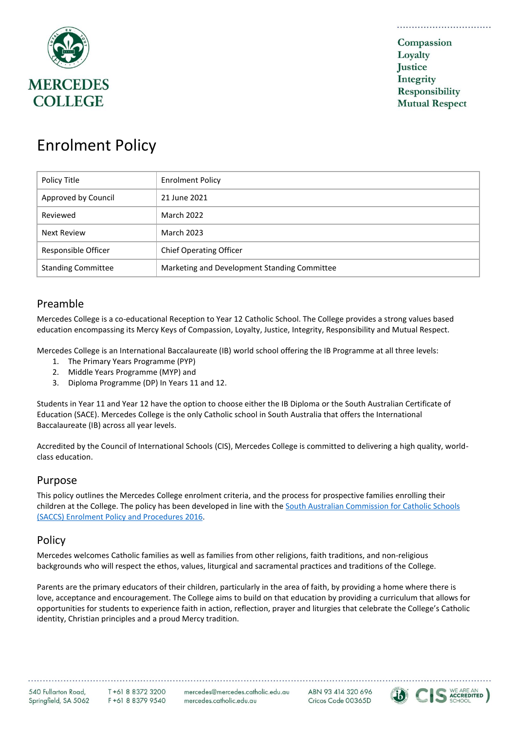MERCEDES COLLEGE

Compassion
Loyalty
Justice
Integrity
Responsibility
Mutual Respect

# Enrolment Policy

| Policy Title | Enrolment Policy |
|---|---|
| Approved by Council | 21 June 2021 |
| Reviewed | March 2022 |
| Next Review | March 2023 |
| Responsible Officer | Chief Operating Officer |
| Standing Committee | Marketing and Development Standing Committee |

## Preamble

Mercedes College is a co-educational Reception to Year 12 Catholic School. The College provides a strong values based education encompassing its Mercy Keys of Compassion, Loyalty, Justice, Integrity, Responsibility and Mutual Respect.

Mercedes College is an International Baccalaureate (IB) world school offering the IB Programme at all three levels:

1. The Primary Years Programme (PYP)
2. Middle Years Programme (MYP) and
3. Diploma Programme (DP) In Years 11 and 12.

Students in Year 11 and Year 12 have the option to choose either the IB Diploma or the South Australian Certificate of Education (SACE). Mercedes College is the only Catholic school in South Australia that offers the International Baccalaureate (IB) across all year levels.

Accredited by the Council of International Schools (CIS), Mercedes College is committed to delivering a high quality, world-class education.

## Purpose

This policy outlines the Mercedes College enrolment criteria, and the process for prospective families enrolling their children at the College. The policy has been developed in line with the South Australian Commission for Catholic Schools (SACCS) Enrolment Policy and Procedures 2016.

## Policy

Mercedes welcomes Catholic families as well as families from other religions, faith traditions, and non-religious backgrounds who will respect the ethos, values, liturgical and sacramental practices and traditions of the College.

Parents are the primary educators of their children, particularly in the area of faith, by providing a home where there is love, acceptance and encouragement. The College aims to build on that education by providing a curriculum that allows for opportunities for students to experience faith in action, reflection, prayer and liturgies that celebrate the College's Catholic identity, Christian principles and a proud Mercy tradition.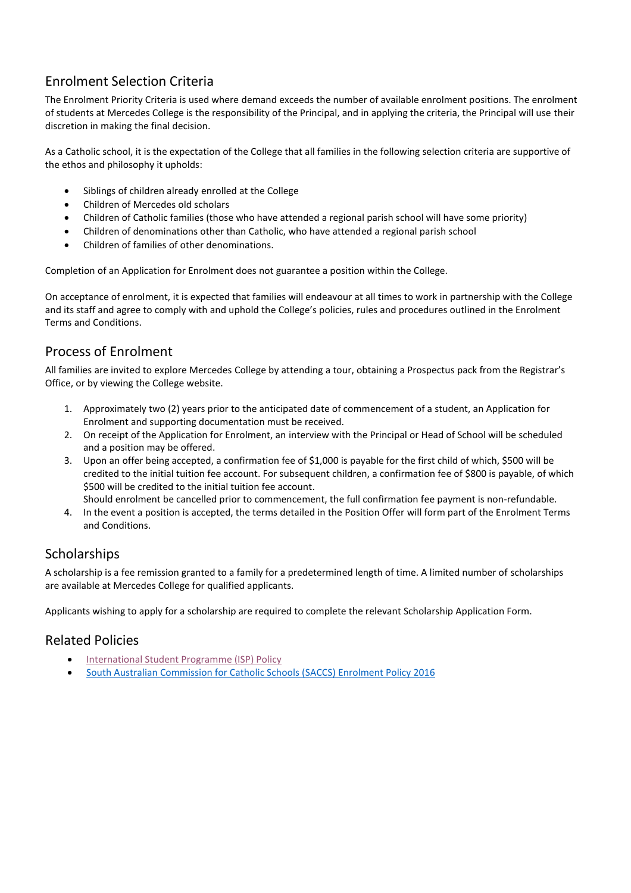## Enrolment Selection Criteria

The Enrolment Priority Criteria is used where demand exceeds the number of available enrolment positions. The enrolment of students at Mercedes College is the responsibility of the Principal, and in applying the criteria, the Principal will use their discretion in making the final decision.

As a Catholic school, it is the expectation of the College that all families in the following selection criteria are supportive of the ethos and philosophy it upholds:

- Siblings of children already enrolled at the College
- Children of Mercedes old scholars
- Children of Catholic families (those who have attended a regional parish school will have some priority)
- Children of denominations other than Catholic, who have attended a regional parish school
- Children of families of other denominations.

Completion of an Application for Enrolment does not guarantee a position within the College.

On acceptance of enrolment, it is expected that families will endeavour at all times to work in partnership with the College and its staff and agree to comply with and uphold the College's policies, rules and procedures outlined in the Enrolment Terms and Conditions.

## Process of Enrolment

All families are invited to explore Mercedes College by attending a tour, obtaining a Prospectus pack from the Registrar's Office, or by viewing the College website.

1. Approximately two (2) years prior to the anticipated date of commencement of a student, an Application for Enrolment and supporting documentation must be received.
2. On receipt of the Application for Enrolment, an interview with the Principal or Head of School will be scheduled and a position may be offered.
3. Upon an offer being accepted, a confirmation fee of $1,000 is payable for the first child of which, $500 will be credited to the initial tuition fee account. For subsequent children, a confirmation fee of $800 is payable, of which $500 will be credited to the initial tuition fee account.
   Should enrolment be cancelled prior to commencement, the full confirmation fee payment is non-refundable.
4. In the event a position is accepted, the terms detailed in the Position Offer will form part of the Enrolment Terms and Conditions.

## Scholarships

A scholarship is a fee remission granted to a family for a predetermined length of time. A limited number of scholarships are available at Mercedes College for qualified applicants.

Applicants wishing to apply for a scholarship are required to complete the relevant Scholarship Application Form.

## Related Policies

- International Student Programme (ISP) Policy
- South Australian Commission for Catholic Schools (SACCS) Enrolment Policy 2016